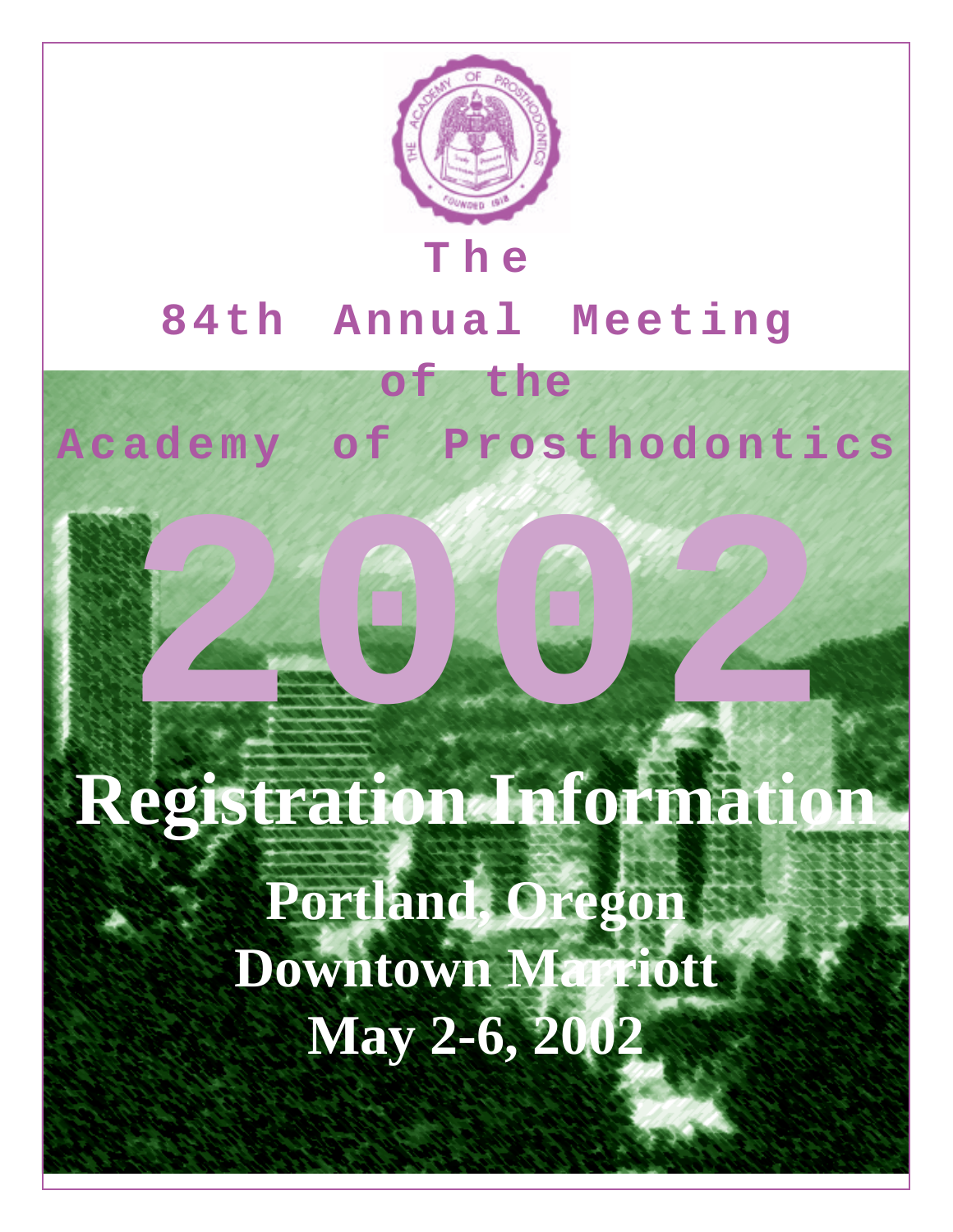# The 84th Annual Meeting of the Academy of Prosthodontics

# 2002

## Registration Information

### Portland, Oregon
### Downtown Marriott
### May 2-6, 2002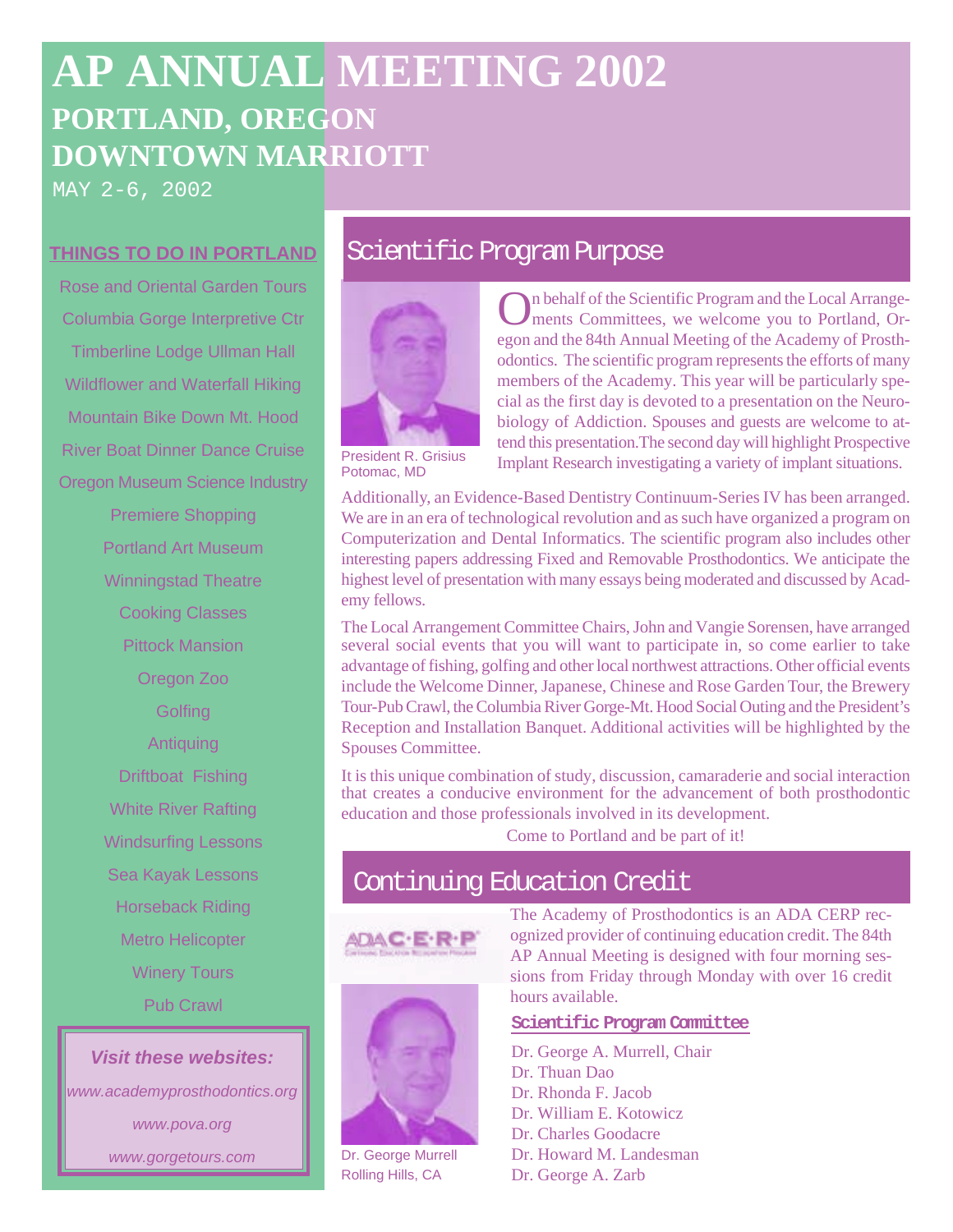# AP ANNUAL MEETING 2002

## PORTLAND, OREGON
## DOWNTOWN MARRIOTT

MAY 2-6, 2002

### THINGS TO DO IN PORTLAND

- Rose and Oriental Garden Tours
- Columbia Gorge Interpretive Ctr
- Timberline Lodge Ullman Hall
- Wildflower and Waterfall Hiking
- Mountain Bike Down Mt. Hood
- River Boat Dinner Dance Cruise
- Oregon Museum Science Industry
- Premiere Shopping
- Portland Art Museum
- Winningstad Theatre
- Cooking Classes
- Pittock Mansion
- Oregon Zoo
- Golfing
- Antiquing
- Driftboat Fishing
- White River Rafting
- Windsurfing Lessons
- Sea Kayak Lessons
- Horseback Riding
- Metro Helicopter
- Winery Tours
- Pub Crawl

*Visit these websites:*

*www.academyprosthodontics.org*

*www.pova.org*

*www.gorgetours.com*

## Scientific Program Purpose

President R. Grisius
Potomac, MD

On behalf of the Scientific Program and the Local Arrangements Committees, we welcome you to Portland, Oregon and the 84th Annual Meeting of the Academy of Prosthodontics. The scientific program represents the efforts of many members of the Academy. This year will be particularly special as the first day is devoted to a presentation on the Neurobiology of Addiction. Spouses and guests are welcome to attend this presentation.The second day will highlight Prospective Implant Research investigating a variety of implant situations.

Additionally, an Evidence-Based Dentistry Continuum-Series IV has been arranged. We are in an era of technological revolution and as such have organized a program on Computerization and Dental Informatics. The scientific program also includes other interesting papers addressing Fixed and Removable Prosthodontics. We anticipate the highest level of presentation with many essays being moderated and discussed by Academy fellows.

The Local Arrangement Committee Chairs, John and Vangie Sorensen, have arranged several social events that you will want to participate in, so come earlier to take advantage of fishing, golfing and other local northwest attractions. Other official events include the Welcome Dinner, Japanese, Chinese and Rose Garden Tour, the Brewery Tour-Pub Crawl, the Columbia River Gorge-Mt. Hood Social Outing and the President's Reception and Installation Banquet. Additional activities will be highlighted by the Spouses Committee.

It is this unique combination of study, discussion, camaraderie and social interaction that creates a conducive environment for the advancement of both prosthodontic education and those professionals involved in its development.

Come to Portland and be part of it!

## Continuing Education Credit

ADA C·E·R·P Continuing Education Recognition Program

The Academy of Prosthodontics is an ADA CERP recognized provider of continuing education credit. The 84th AP Annual Meeting is designed with four morning sessions from Friday through Monday with over 16 credit hours available.

### Scientific Program Committee

Dr. George A. Murrell, Chair
Dr. Thuan Dao
Dr. Rhonda F. Jacob
Dr. William E. Kotowicz
Dr. Charles Goodacre
Dr. Howard M. Landesman
Dr. George A. Zarb

Dr. George Murrell
Rolling Hills, CA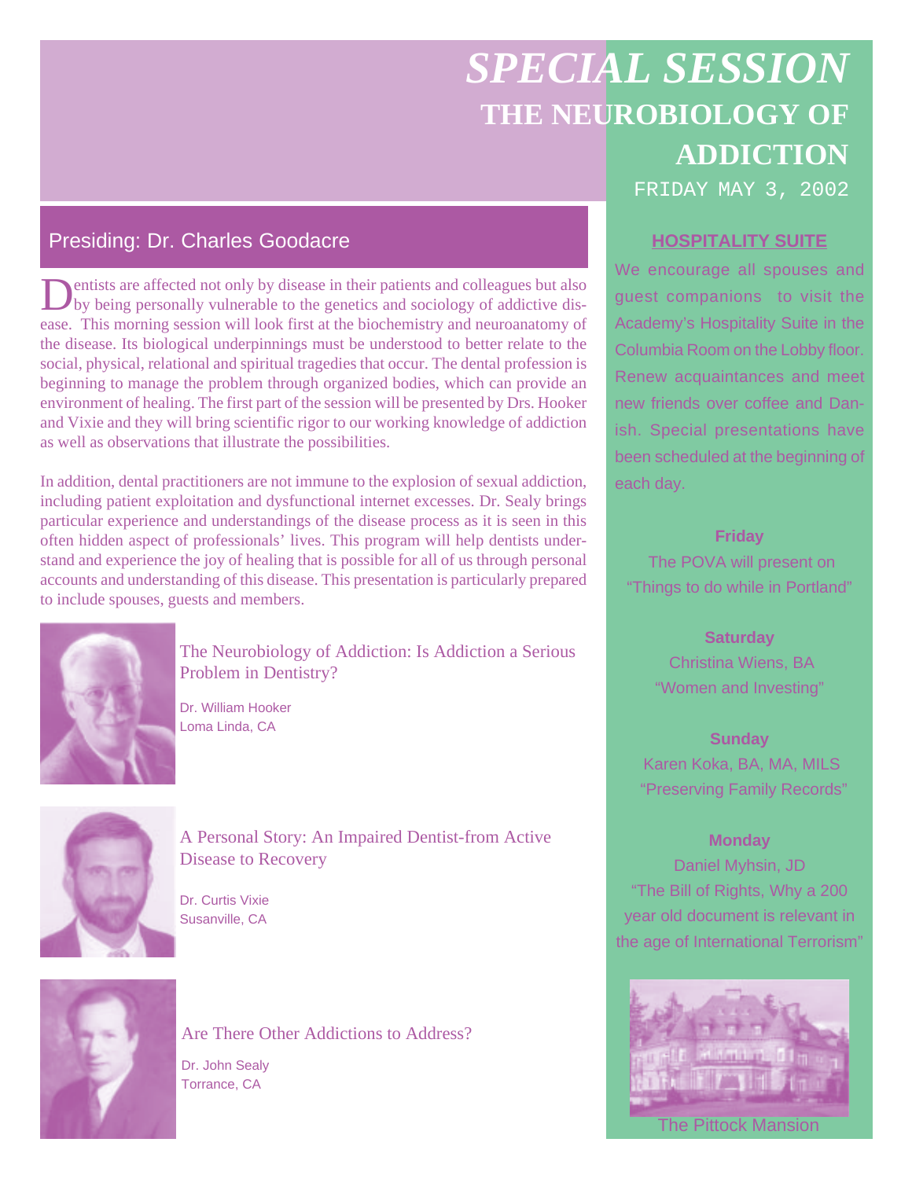# *SPECIAL SESSION*

## THE NEUROBIOLOGY OF ADDICTION

FRIDAY MAY 3, 2002

### Presiding: Dr. Charles Goodacre

Dentists are affected not only by disease in their patients and colleagues but also by being personally vulnerable to the genetics and sociology of addictive disease. This morning session will look first at the biochemistry and neuroanatomy of the disease. Its biological underpinnings must be understood to better relate to the social, physical, relational and spiritual tragedies that occur. The dental profession is beginning to manage the problem through organized bodies, which can provide an environment of healing. The first part of the session will be presented by Drs. Hooker and Vixie and they will bring scientific rigor to our working knowledge of addiction as well as observations that illustrate the possibilities.

In addition, dental practitioners are not immune to the explosion of sexual addiction, including patient exploitation and dysfunctional internet excesses. Dr. Sealy brings particular experience and understandings of the disease process as it is seen in this often hidden aspect of professionals' lives. This program will help dentists understand and experience the joy of healing that is possible for all of us through personal accounts and understanding of this disease. This presentation is particularly prepared to include spouses, guests and members.

The Neurobiology of Addiction: Is Addiction a Serious Problem in Dentistry?

Dr. William Hooker
Loma Linda, CA

A Personal Story: An Impaired Dentist-from Active Disease to Recovery

Dr. Curtis Vixie
Susanville, CA

Are There Other Addictions to Address?

Dr. John Sealy
Torrance, CA

### HOSPITALITY SUITE

We encourage all spouses and guest companions to visit the Academy's Hospitality Suite in the Columbia Room on the Lobby floor. Renew acquaintances and meet new friends over coffee and Danish. Special presentations have been scheduled at the beginning of each day.

**Friday**
The POVA will present on
"Things to do while in Portland"

**Saturday**
Christina Wiens, BA
"Women and Investing"

**Sunday**
Karen Koka, BA, MA, MILS
"Preserving Family Records"

**Monday**
Daniel Myhsin, JD
"The Bill of Rights, Why a 200 year old document is relevant in the age of International Terrorism"

The Pittock Mansion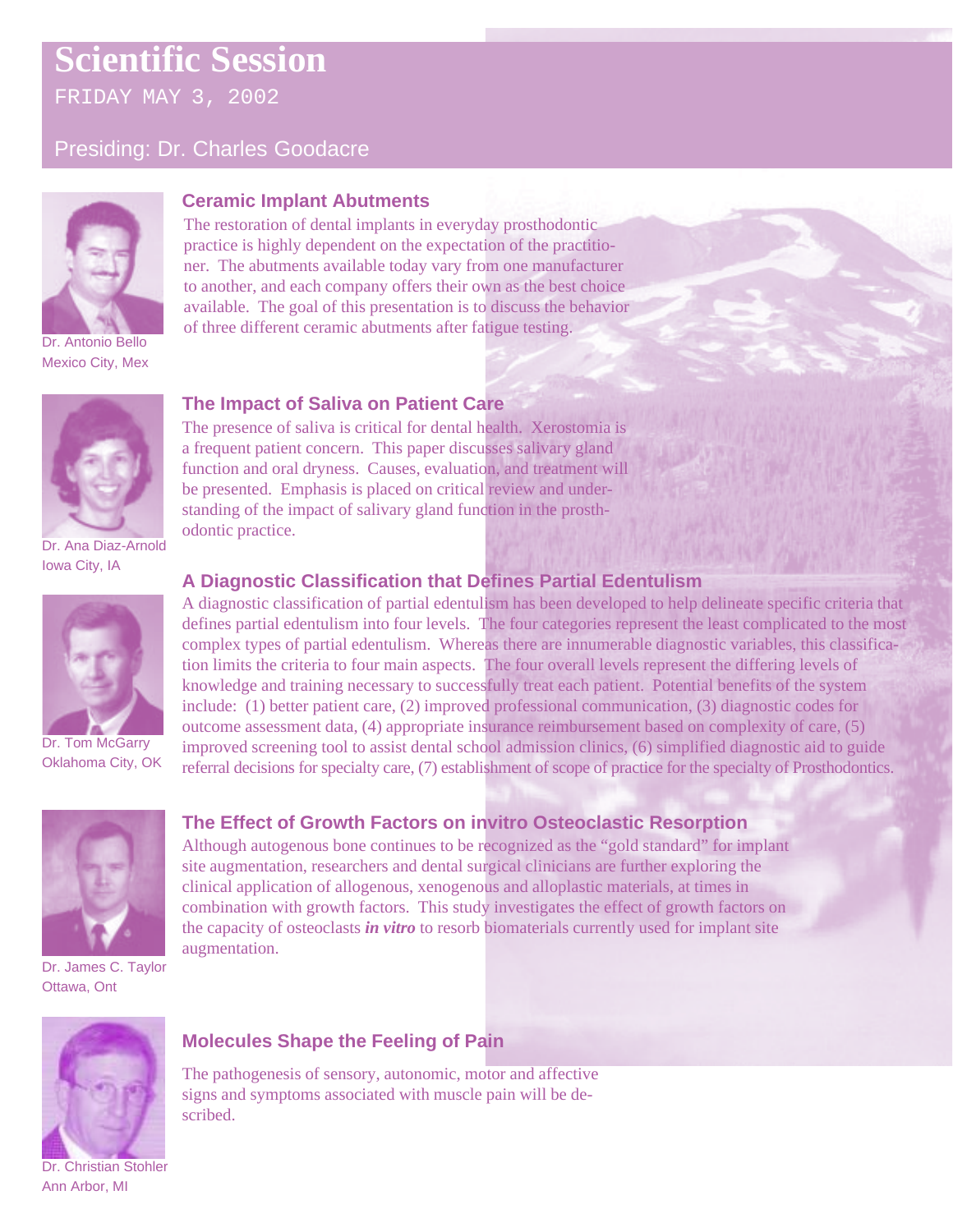# Scientific Session

FRIDAY MAY 3, 2002

Presiding: Dr. Charles Goodacre

## Ceramic Implant Abutments

Dr. Antonio Bello
Mexico City, Mex

The restoration of dental implants in everyday prosthodontic practice is highly dependent on the expectation of the practitioner. The abutments available today vary from one manufacturer to another, and each company offers their own as the best choice available. The goal of this presentation is to discuss the behavior of three different ceramic abutments after fatigue testing.

## The Impact of Saliva on Patient Care

Dr. Ana Diaz-Arnold
Iowa City, IA

The presence of saliva is critical for dental health. Xerostomia is a frequent patient concern. This paper discusses salivary gland function and oral dryness. Causes, evaluation, and treatment will be presented. Emphasis is placed on critical review and understanding of the impact of salivary gland function in the prosthodontic practice.

## A Diagnostic Classification that Defines Partial Edentulism

Dr. Tom McGarry
Oklahoma City, OK

A diagnostic classification of partial edentulism has been developed to help delineate specific criteria that defines partial edentulism into four levels. The four categories represent the least complicated to the most complex types of partial edentulism. Whereas there are innumerable diagnostic variables, this classification limits the criteria to four main aspects. The four overall levels represent the differing levels of knowledge and training necessary to successfully treat each patient. Potential benefits of the system include: (1) better patient care, (2) improved professional communication, (3) diagnostic codes for outcome assessment data, (4) appropriate insurance reimbursement based on complexity of care, (5) improved screening tool to assist dental school admission clinics, (6) simplified diagnostic aid to guide referral decisions for specialty care, (7) establishment of scope of practice for the specialty of Prosthodontics.

## The Effect of Growth Factors on invitro Osteoclastic Resorption

Dr. James C. Taylor
Ottawa, Ont

Although autogenous bone continues to be recognized as the "gold standard" for implant site augmentation, researchers and dental surgical clinicians are further exploring the clinical application of allogenous, xenogenous and alloplastic materials, at times in combination with growth factors. This study investigates the effect of growth factors on the capacity of osteoclasts ***in vitro*** to resorb biomaterials currently used for implant site augmentation.

## Molecules Shape the Feeling of Pain

Dr. Christian Stohler
Ann Arbor, MI

The pathogenesis of sensory, autonomic, motor and affective signs and symptoms associated with muscle pain will be described.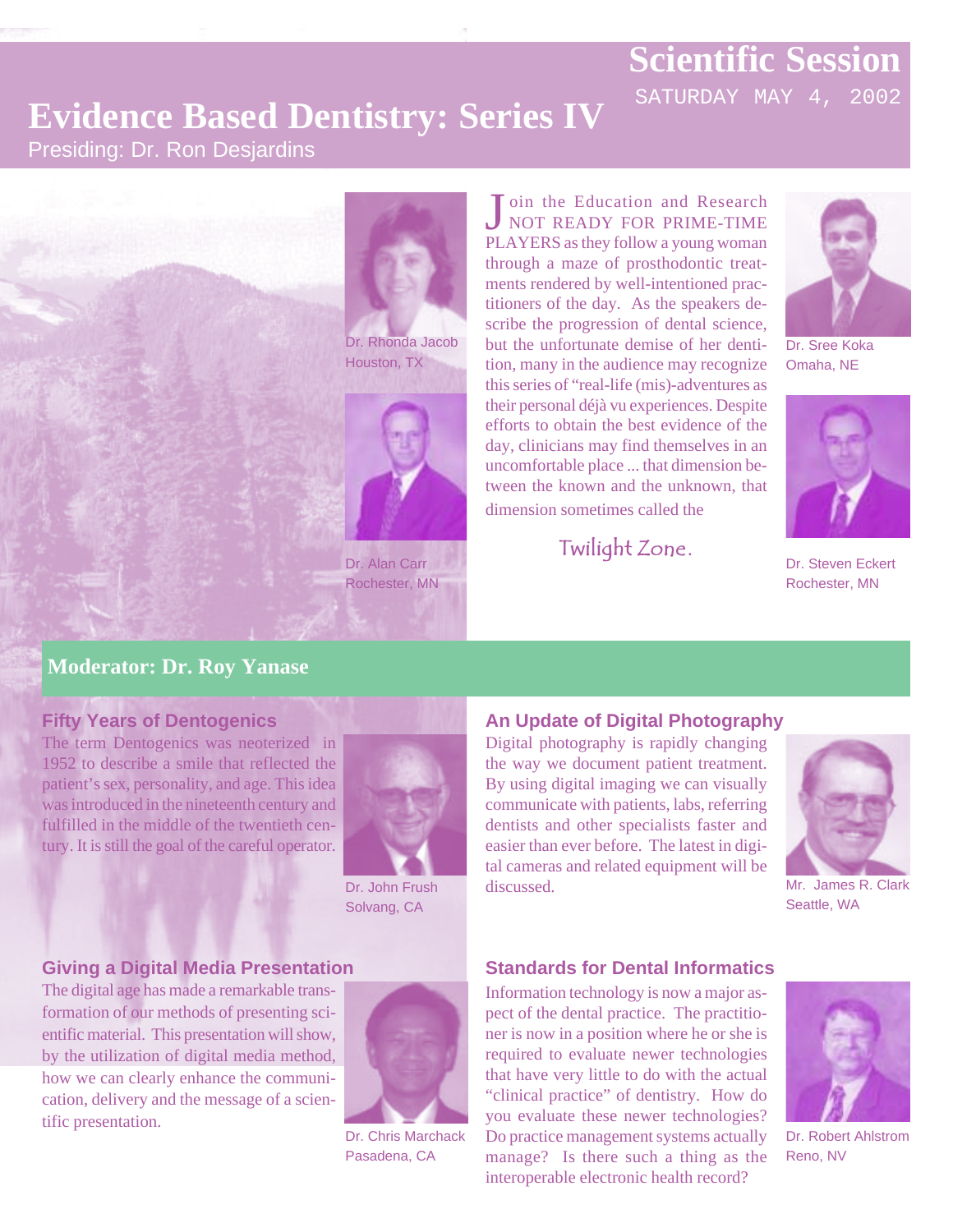# Scientific Session

SATURDAY MAY 4, 2002

## Evidence Based Dentistry: Series IV

Presiding: Dr. Ron Desjardins

Join the Education and Research NOT READY FOR PRIME-TIME PLAYERS as they follow a young woman through a maze of prosthodontic treatments rendered by well-intentioned practitioners of the day. As the speakers describe the progression of dental science, but the unfortunate demise of her dentition, many in the audience may recognize this series of "real-life (mis)-adventures as their personal déjà vu experiences. Despite efforts to obtain the best evidence of the day, clinicians may find themselves in an uncomfortable place ... that dimension between the known and the unknown, that dimension sometimes called the

Twilight Zone.

Dr. Rhonda Jacob
Houston, TX

Dr. Alan Carr
Rochester, MN

Dr. Sree Koka
Omaha, NE

Dr. Steven Eckert
Rochester, MN

## Moderator: Dr. Roy Yanase

### Fifty Years of Dentogenics

The term Dentogenics was neoterized in 1952 to describe a smile that reflected the patient's sex, personality, and age. This idea was introduced in the nineteenth century and fulfilled in the middle of the twentieth century. It is still the goal of the careful operator.

Dr. John Frush
Solvang, CA

### An Update of Digital Photography

Digital photography is rapidly changing the way we document patient treatment. By using digital imaging we can visually communicate with patients, labs, referring dentists and other specialists faster and easier than ever before. The latest in digital cameras and related equipment will be discussed.

Mr. James R. Clark
Seattle, WA

### Giving a Digital Media Presentation

The digital age has made a remarkable transformation of our methods of presenting scientific material. This presentation will show, by the utilization of digital media method, how we can clearly enhance the communication, delivery and the message of a scientific presentation.

Dr. Chris Marchack
Pasadena, CA

### Standards for Dental Informatics

Information technology is now a major aspect of the dental practice. The practitioner is now in a position where he or she is required to evaluate newer technologies that have very little to do with the actual "clinical practice" of dentistry. How do you evaluate these newer technologies? Do practice management systems actually manage? Is there such a thing as the interoperable electronic health record?

Dr. Robert Ahlstrom
Reno, NV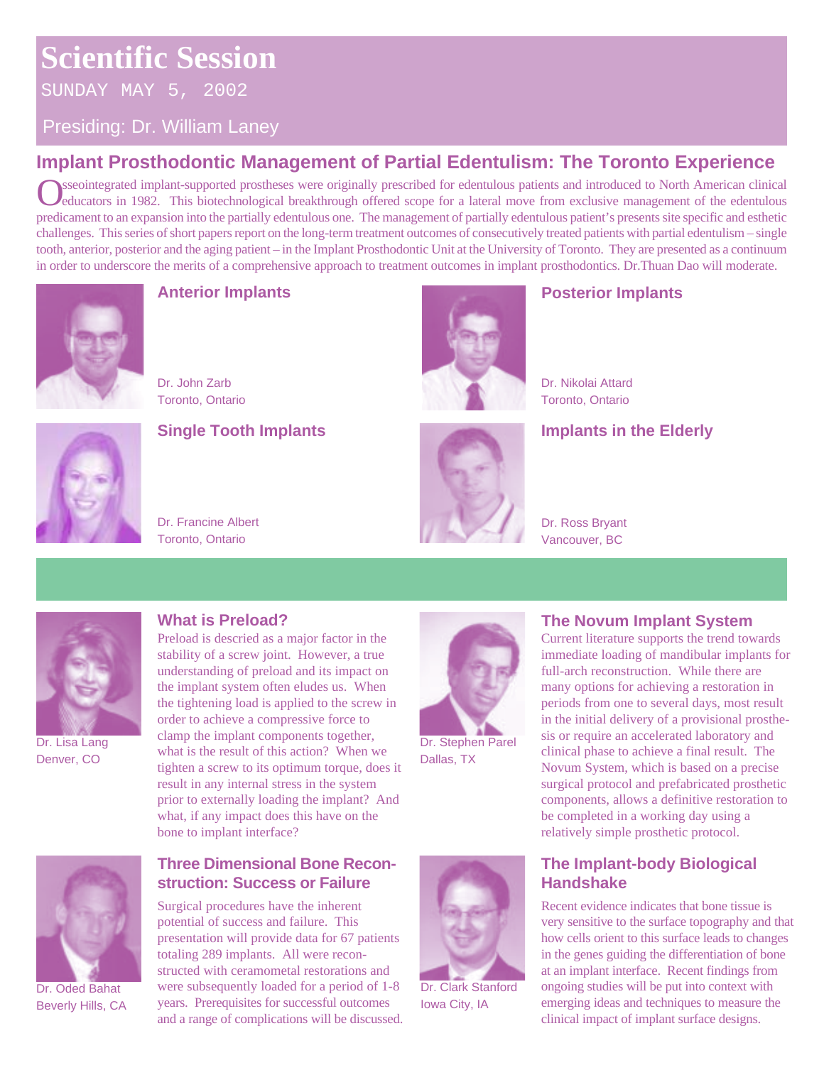# Scientific Session

SUNDAY MAY 5, 2002

Presiding: Dr. William Laney

## Implant Prosthodontic Management of Partial Edentulism: The Toronto Experience

Osseointegrated implant-supported prostheses were originally prescribed for edentulous patients and introduced to North American clinical educators in 1982. This biotechnological breakthrough offered scope for a lateral move from exclusive management of the edentulous predicament to an expansion into the partially edentulous one. The management of partially edentulous patient's presents site specific and esthetic challenges. This series of short papers report on the long-term treatment outcomes of consecutively treated patients with partial edentulism – single tooth, anterior, posterior and the aging patient – in the Implant Prosthodontic Unit at the University of Toronto. They are presented as a continuum in order to underscore the merits of a comprehensive approach to treatment outcomes in implant prosthodontics. Dr.Thuan Dao will moderate.

### Anterior Implants

Dr. John Zarb
Toronto, Ontario

### Posterior Implants

Dr. Nikolai Attard
Toronto, Ontario

### Single Tooth Implants

Dr. Francine Albert
Toronto, Ontario

### Implants in the Elderly

Dr. Ross Bryant
Vancouver, BC

---

### What is Preload?

Dr. Lisa Lang
Denver, CO

Preload is descried as a major factor in the stability of a screw joint. However, a true understanding of preload and its impact on the implant system often eludes us. When the tightening load is applied to the screw in order to achieve a compressive force to clamp the implant components together, what is the result of this action? When we tighten a screw to its optimum torque, does it result in any internal stress in the system prior to externally loading the implant? And what, if any impact does this have on the bone to implant interface?

### The Novum Implant System

Dr. Stephen Parel
Dallas, TX

Current literature supports the trend towards immediate loading of mandibular implants for full-arch reconstruction. While there are many options for achieving a restoration in periods from one to several days, most result in the initial delivery of a provisional prosthesis or require an accelerated laboratory and clinical phase to achieve a final result. The Novum System, which is based on a precise surgical protocol and prefabricated prosthetic components, allows a definitive restoration to be completed in a working day using a relatively simple prosthetic protocol.

### Three Dimensional Bone Reconstruction: Success or Failure

Dr. Oded Bahat
Beverly Hills, CA

Surgical procedures have the inherent potential of success and failure. This presentation will provide data for 67 patients totaling 289 implants. All were reconstructed with ceramometal restorations and were subsequently loaded for a period of 1-8 years. Prerequisites for successful outcomes and a range of complications will be discussed.

### The Implant-body Biological Handshake

Dr. Clark Stanford
Iowa City, IA

Recent evidence indicates that bone tissue is very sensitive to the surface topography and that how cells orient to this surface leads to changes in the genes guiding the differentiation of bone at an implant interface. Recent findings from ongoing studies will be put into context with emerging ideas and techniques to measure the clinical impact of implant surface designs.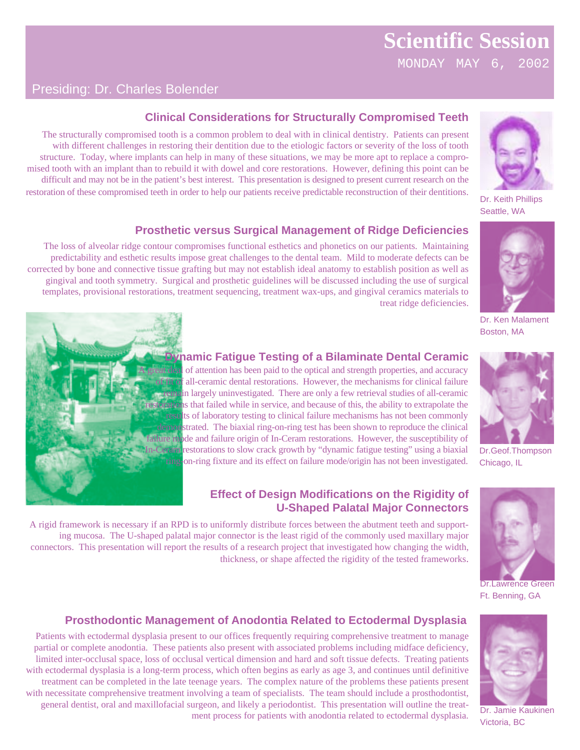# Scientific Session

MONDAY MAY 6, 2002

Presiding: Dr. Charles Bolender

### Clinical Considerations for Structurally Compromised Teeth

The structurally compromised tooth is a common problem to deal with in clinical dentistry. Patients can present with different challenges in restoring their dentition due to the etiologic factors or severity of the loss of tooth structure. Today, where implants can help in many of these situations, we may be more apt to replace a compromised tooth with an implant than to rebuild it with dowel and core restorations. However, defining this point can be difficult and may not be in the patient's best interest. This presentation is designed to present current research on the restoration of these compromised teeth in order to help our patients receive predictable reconstruction of their dentitions.

Dr. Keith Phillips
Seattle, WA

### Prosthetic versus Surgical Management of Ridge Deficiencies

The loss of alveolar ridge contour compromises functional esthetics and phonetics on our patients. Maintaining predictability and esthetic results impose great challenges to the dental team. Mild to moderate defects can be corrected by bone and connective tissue grafting but may not establish ideal anatomy to establish position as well as gingival and tooth symmetry. Surgical and prosthetic guidelines will be discussed including the use of surgical templates, provisional restorations, treatment sequencing, treatment wax-ups, and gingival ceramics materials to treat ridge deficiencies.

Dr. Ken Malament
Boston, MA

### Dynamic Fatigue Testing of a Bilaminate Dental Ceramic

A great deal of attention has been paid to the optical and strength properties, and accuracy of fit of all-ceramic dental restorations. However, the mechanisms for clinical failure remain largely uninvestigated. There are only a few retrieval studies of all-ceramic restorations that failed while in service, and because of this, the ability to extrapolate the results of laboratory testing to clinical failure mechanisms has not been commonly demonstrated. The biaxial ring-on-ring test has been shown to reproduce the clinical failure mode and failure origin of In-Ceram restorations. However, the susceptibility of In-Ceram restorations to slow crack growth by "dynamic fatigue testing" using a biaxial ring-on-ring fixture and its effect on failure mode/origin has not been investigated.

Dr.Geof.Thompson
Chicago, IL

### Effect of Design Modifications on the Rigidity of U-Shaped Palatal Major Connectors

A rigid framework is necessary if an RPD is to uniformly distribute forces between the abutment teeth and supporting mucosa. The U-shaped palatal major connector is the least rigid of the commonly used maxillary major connectors. This presentation will report the results of a research project that investigated how changing the width, thickness, or shape affected the rigidity of the tested frameworks.

Dr.Lawrence Green
Ft. Benning, GA

### Prosthodontic Management of Anodontia Related to Ectodermal Dysplasia

Patients with ectodermal dysplasia present to our offices frequently requiring comprehensive treatment to manage partial or complete anodontia. These patients also present with associated problems including midface deficiency, limited inter-occlusal space, loss of occlusal vertical dimension and hard and soft tissue defects. Treating patients with ectodermal dysplasia is a long-term process, which often begins as early as age 3, and continues until definitive treatment can be completed in the late teenage years. The complex nature of the problems these patients present with necessitate comprehensive treatment involving a team of specialists. The team should include a prosthodontist, general dentist, oral and maxillofacial surgeon, and likely a periodontist. This presentation will outline the treatment process for patients with anodontia related to ectodermal dysplasia.

Dr. Jamie Kaukinen
Victoria, BC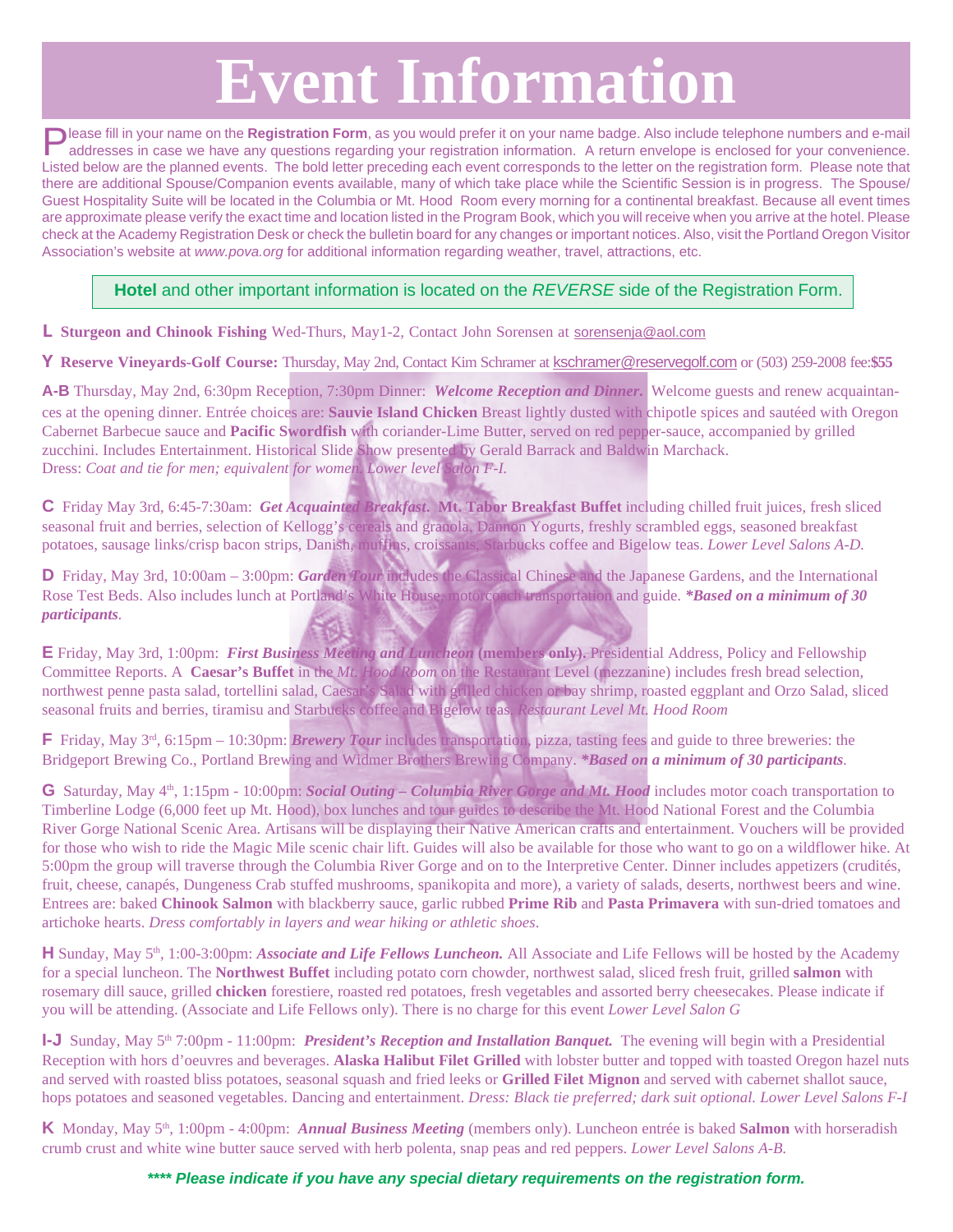# Event Information

Please fill in your name on the **Registration Form**, as you would prefer it on your name badge. Also include telephone numbers and e-mail addresses in case we have any questions regarding your registration information. A return envelope is enclosed for your convenience. Listed below are the planned events. The bold letter preceding each event corresponds to the letter on the registration form. Please note that there are additional Spouse/Companion events available, many of which take place while the Scientific Session is in progress. The Spouse/Guest Hospitality Suite will be located in the Columbia or Mt. Hood Room every morning for a continental breakfast. Because all event times are approximate please verify the exact time and location listed in the Program Book, which you will receive when you arrive at the hotel. Please check at the Academy Registration Desk or check the bulletin board for any changes or important notices. Also, visit the Portland Oregon Visitor Association's website at *www.pova.org* for additional information regarding weather, travel, attractions, etc.

**Hotel** and other important information is located on the *REVERSE* side of the Registration Form.

**L** **Sturgeon and Chinook Fishing** Wed-Thurs, May1-2, Contact John Sorensen at sorensenja@aol.com

**Y** **Reserve Vineyards-Golf Course:** Thursday, May 2nd, Contact Kim Schramer at kschramer@reservegolf.com or (503) 259-2008 fee:**$55**

**A-B** Thursday, May 2nd, 6:30pm Reception, 7:30pm Dinner: ***Welcome Reception and Dinner.*** Welcome guests and renew acquaintances at the opening dinner. Entrée choices are: **Sauvie Island Chicken** Breast lightly dusted with chipotle spices and sautéed with Oregon Cabernet Barbecue sauce and **Pacific Swordfish** with coriander-Lime Butter, served on red pepper-sauce, accompanied by grilled zucchini. Includes Entertainment. Historical Slide Show presented by Gerald Barrack and Baldwin Marchack. Dress: *Coat and tie for men; equivalent for women. Lower level Salon F-I.*

**C** Friday May 3rd, 6:45-7:30am: ***Get Acquainted Breakfast.*** **Mt. Tabor Breakfast Buffet** including chilled fruit juices, fresh sliced seasonal fruit and berries, selection of Kellogg's cereals and granola, Dannon Yogurts, freshly scrambled eggs, seasoned breakfast potatoes, sausage links/crisp bacon strips, Danish, muffins, croissants, Starbucks coffee and Bigelow teas. *Lower Level Salons A-D.*

**D** Friday, May 3rd, 10:00am – 3:00pm: ***Garden Tour*** includes the Classical Chinese and the Japanese Gardens, and the International Rose Test Beds. Also includes lunch at Portland's White House, motorcoach transportation and guide. ***\*Based on a minimum of 30 participants.***

**E** Friday, May 3rd, 1:00pm: ***First Business Meeting and Luncheon*** **(members only).** Presidential Address, Policy and Fellowship Committee Reports. A **Caesar's Buffet** in the *Mt. Hood Room* on the Restaurant Level (mezzanine) includes fresh bread selection, northwest penne pasta salad, tortellini salad, Caesar's Salad with grilled chicken or bay shrimp, roasted eggplant and Orzo Salad, sliced seasonal fruits and berries, tiramisu and Starbucks coffee and Bigelow teas. *Restaurant Level Mt. Hood Room*

**F** Friday, May 3rd, 6:15pm – 10:30pm: ***Brewery Tour*** includes transportation, pizza, tasting fees and guide to three breweries: the Bridgeport Brewing Co., Portland Brewing and Widmer Brothers Brewing Company. ***\*Based on a minimum of 30 participants.***

**G** Saturday, May 4th, 1:15pm - 10:00pm: ***Social Outing – Columbia River Gorge and Mt. Hood*** includes motor coach transportation to Timberline Lodge (6,000 feet up Mt. Hood), box lunches and tour guides to describe the Mt. Hood National Forest and the Columbia River Gorge National Scenic Area. Artisans will be displaying their Native American crafts and entertainment. Vouchers will be provided for those who wish to ride the Magic Mile scenic chair lift. Guides will also be available for those who want to go on a wildflower hike. At 5:00pm the group will traverse through the Columbia River Gorge and on to the Interpretive Center. Dinner includes appetizers (crudités, fruit, cheese, canapés, Dungeness Crab stuffed mushrooms, spanikopita and more), a variety of salads, deserts, northwest beers and wine. Entrees are: baked **Chinook Salmon** with blackberry sauce, garlic rubbed **Prime Rib** and **Pasta Primavera** with sun-dried tomatoes and artichoke hearts. *Dress comfortably in layers and wear hiking or athletic shoes.*

**H** Sunday, May 5th, 1:00-3:00pm: ***Associate and Life Fellows Luncheon.*** All Associate and Life Fellows will be hosted by the Academy for a special luncheon. The **Northwest Buffet** including potato corn chowder, northwest salad, sliced fresh fruit, grilled **salmon** with rosemary dill sauce, grilled **chicken** forestiere, roasted red potatoes, fresh vegetables and assorted berry cheesecakes. Please indicate if you will be attending. (Associate and Life Fellows only). There is no charge for this event *Lower Level Salon G*

**I-J** Sunday, May 5th 7:00pm - 11:00pm: ***President's Reception and Installation Banquet.*** The evening will begin with a Presidential Reception with hors d'oeuvres and beverages. **Alaska Halibut Filet Grilled** with lobster butter and topped with toasted Oregon hazel nuts and served with roasted bliss potatoes, seasonal squash and fried leeks or **Grilled Filet Mignon** and served with cabernet shallot sauce, hops potatoes and seasoned vegetables. Dancing and entertainment. *Dress: Black tie preferred; dark suit optional. Lower Level Salons F-I*

**K** Monday, May 5th, 1:00pm - 4:00pm: ***Annual Business Meeting*** (members only). Luncheon entrée is baked **Salmon** with horseradish crumb crust and white wine butter sauce served with herb polenta, snap peas and red peppers. *Lower Level Salons A-B.*

***\*\*\*\* Please indicate if you have any special dietary requirements on the registration form.***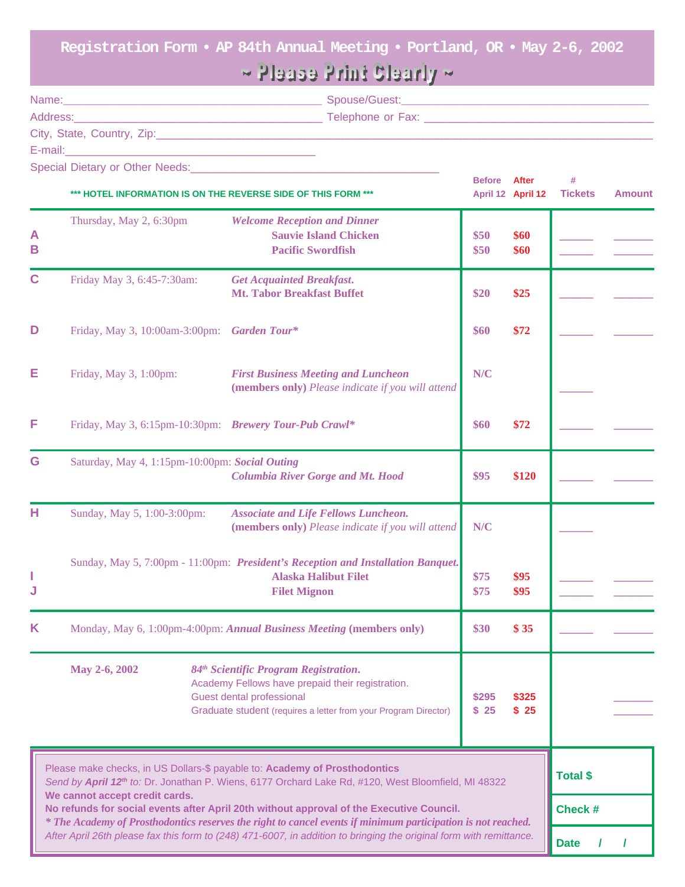# Registration Form • AP 84th Annual Meeting • Portland, OR • May 2-6, 2002

## ~ Please Print Clearly ~

Name:________________________________________ Spouse/Guest:______________________________________

Address:______________________________________ Telephone or Fax: ___________________________________

City, State, Country, Zip:_____________________________________________________________________________

E-mail:________________________________________

Special Dietary or Other Needs:_______________________________________

*** HOTEL INFORMATION IS ON THE REVERSE SIDE OF THIS FORM ***

| | Date/Time | Event | Before April 12 | After April 12 | # Tickets | Amount |
|---|---|---|---|---|---|---|
| | Thursday, May 2, 6:30pm | *Welcome Reception and Dinner* | | | | |
| A | | **Sauvie Island Chicken** | $50 | $60 | _____ | ______ |
| B | | **Pacific Swordfish** | $50 | $60 | _____ | ______ |
| C | Friday May 3, 6:45-7:30am: | *Get Acquainted Breakfast.* **Mt. Tabor Breakfast Buffet** | $20 | $25 | _____ | ______ |
| D | Friday, May 3, 10:00am-3:00pm: | *Garden Tour** | $60 | $72 | _____ | ______ |
| E | Friday, May 3, 1:00pm: | *First Business Meeting and Luncheon* **(members only)** *Please indicate if you will attend* | N/C | | _____ | |
| F | Friday, May 3, 6:15pm-10:30pm: | *Brewery Tour-Pub Crawl** | $60 | $72 | _____ | ______ |
| G | Saturday, May 4, 1:15pm-10:00pm: | *Social Outing* *Columbia River Gorge and Mt. Hood* | $95 | $120 | _____ | ______ |
| H | Sunday, May 5, 1:00-3:00pm: | *Associate and Life Fellows Luncheon.* **(members only)** *Please indicate if you will attend* | N/C | | _____ | |
| | Sunday, May 5, 7:00pm - 11:00pm: | *President's Reception and Installation Banquet.* | | | | |
| I | | **Alaska Halibut Filet** | $75 | $95 | _____ | ______ |
| J | | **Filet Mignon** | $75 | $95 | _____ | ______ |
| K | Monday, May 6, 1:00pm-4:00pm: | *Annual Business Meeting* **(members only)** | $30 | $ 35 | _____ | ______ |
| | **May 2-6, 2002** | *84th Scientific Program Registration.* Academy Fellows have prepaid their registration. | | | | |
| | | Guest dental professional | $295 | $325 | | ______ |
| | | Graduate student (requires a letter from your Program Director) | $ 25 | $ 25 | | ______ |

Please make checks, in US Dollars-$ payable to: **Academy of Prosthodontics**
*Send by **April 12th** to:* Dr. Jonathan P. Wiens, 6177 Orchard Lake Rd, #120, West Bloomfield, MI 48322
**We cannot accept credit cards.**
**No refunds for social events after April 20th without approval of the Executive Council.**
***\* The Academy of Prosthodontics reserves the right to cancel events if minimum participation is not reached.***
*After April 26th please fax this form to (248) 471-6007, in addition to bringing the original form with remittance.*

**Total $**

**Check #**

**Date / /**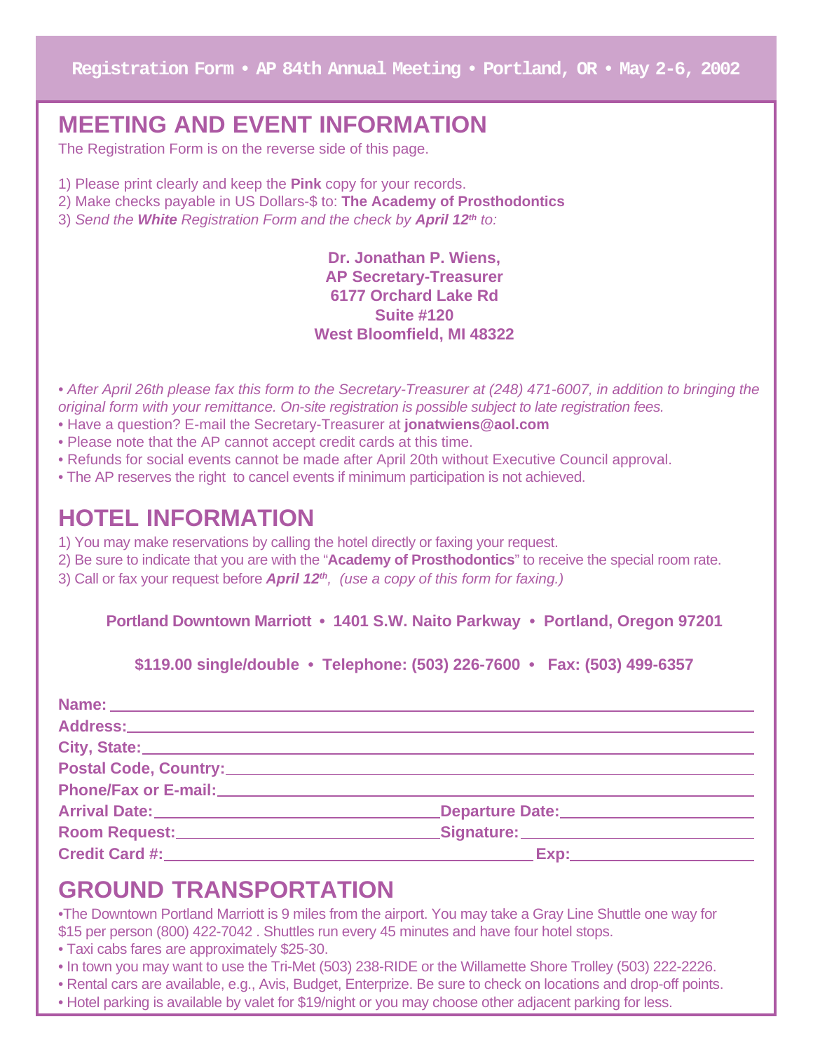Registration Form • AP 84th Annual Meeting • Portland, OR • May 2-6, 2002

## MEETING AND EVENT INFORMATION

The Registration Form is on the reverse side of this page.

1) Please print clearly and keep the **Pink** copy for your records.
2) Make checks payable in US Dollars-$ to: **The Academy of Prosthodontics**
3) *Send the **White** Registration Form and the check by **April 12th** to:*

**Dr. Jonathan P. Wiens,**
**AP Secretary-Treasurer**
**6177 Orchard Lake Rd**
**Suite #120**
**West Bloomfield, MI 48322**

- *After April 26th please fax this form to the Secretary-Treasurer at (248) 471-6007, in addition to bringing the original form with your remittance. On-site registration is possible subject to late registration fees.*
- Have a question? E-mail the Secretary-Treasurer at **jonatwiens@aol.com**
- Please note that the AP cannot accept credit cards at this time.
- Refunds for social events cannot be made after April 20th without Executive Council approval.
- The AP reserves the right to cancel events if minimum participation is not achieved.

## HOTEL INFORMATION

1) You may make reservations by calling the hotel directly or faxing your request.
2) Be sure to indicate that you are with the "**Academy of Prosthodontics**" to receive the special room rate.
3) Call or fax your request before ***April 12th**, (use a copy of this form for faxing.)*

**Portland Downtown Marriott • 1401 S.W. Naito Parkway • Portland, Oregon 97201**

**$119.00 single/double • Telephone: (503) 226-7600 • Fax: (503) 499-6357**

**Name:** ______________________________
**Address:** ______________________________
**City, State:** ______________________________
**Postal Code, Country:** ______________________________
**Phone/Fax or E-mail:** ______________________________
**Arrival Date:** ______________ **Departure Date:** ______________
**Room Request:** ______________ **Signature:** ______________
**Credit Card #:** ______________ **Exp:** ______________

## GROUND TRANSPORTATION

- The Downtown Portland Marriott is 9 miles from the airport. You may take a Gray Line Shuttle one way for $15 per person (800) 422-7042 . Shuttles run every 45 minutes and have four hotel stops.
- Taxi cabs fares are approximately $25-30.
- In town you may want to use the Tri-Met (503) 238-RIDE or the Willamette Shore Trolley (503) 222-2226.
- Rental cars are available, e.g., Avis, Budget, Enterprize. Be sure to check on locations and drop-off points.
- Hotel parking is available by valet for $19/night or you may choose other adjacent parking for less.